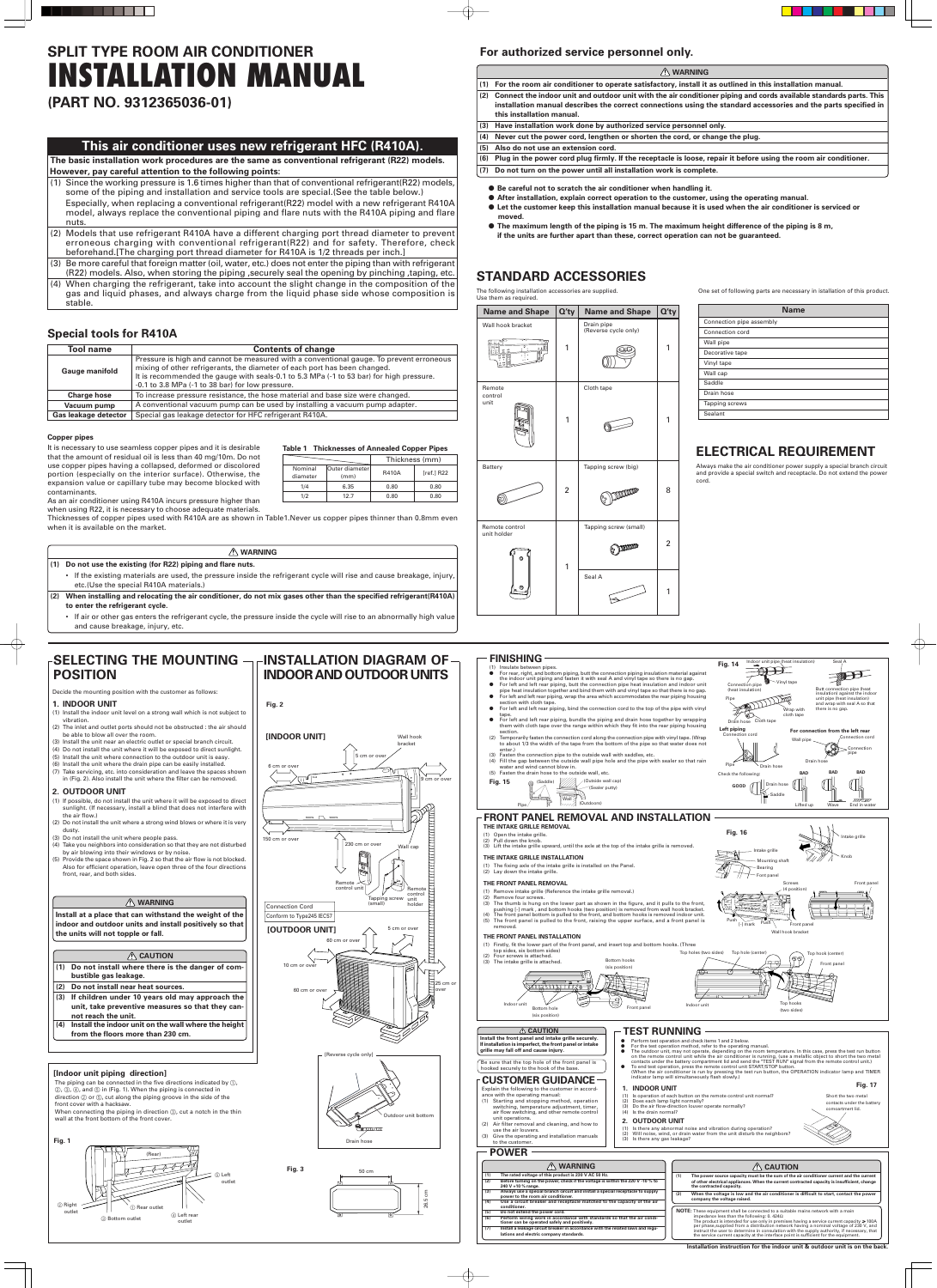# SPLIT TYPE ROOM AIR CONDITIONER
# INSTALLATION MANUAL
## (PART NO. 9312365036-01)

## This air conditioner uses new refrigerant HFC (R410A).

**The basic installation work procedures are the same as conventional refrigerant (R22) models. However, pay careful attention to the following points:**

(1) Since the working pressure is 1.6 times higher than that of conventional refrigerant(R22) models, some of the piping and installation and service tools are special.(See the table below.)
Especially, when replacing a conventional refrigerant(R22) model with a new refrigerant R410A model, always replace the conventional piping and flare nuts with the R410A piping and flare nuts.

(2) Models that use refrigerant R410A have a different charging port thread diameter to prevent erroneous charging with conventional refrigerant(R22) and for safety. Therefore, check beforehand.[The charging port thread diameter for R410A is 1/2 threads per inch.]

(3) Be more careful that foreign matter (oil, water, etc.) does not enter the piping than with refrigerant (R22) models. Also, when storing the piping ,securely seal the opening by pinching ,taping, etc.

(4) When charging the refrigerant, take into account the slight change in the composition of the gas and liquid phases, and always charge from the liquid phase side whose composition is stable.

## Special tools for R410A

| Tool name | Contents of change |
|---|---|
| Gauge manifold | Pressure is high and cannot be measured with a conventional gauge. To prevent erroneous mixing of other refrigerants, the diameter of each port has been changed. It is recommended the gauge with seals-0.1 to 5.3 MPa (-1 to 53 bar) for high pressure. -0.1 to 3.8 MPa (-1 to 38 bar) for low pressure. |
| Charge hose | To increase pressure resistance, the hose material and base size were changed. |
| Vacuum pump | A conventional vacuum pump can be used by installing a vacuum pump adapter. |
| Gas leakage detector | Special gas leakage detector for HFC refrigerant R410A. |

**Copper pipes**

It is necessary to use seamless copper pipes and it is desirable that the amount of residual oil is less than 40 mg/10m. Do not use copper pipes having a collapsed, deformed or discolored portion (especially on the interior surface). Otherwise, the expansion valve or capillary tube may become blocked with contaminants.

As an air conditioner using R410A incurs pressure higher than when using R22, it is necessary to choose adequate materials.

**Table 1 Thicknesses of Annealed Copper Pipes**

| Nominal diameter | Outer diameter (mm) | Thickness (mm) R410A | Thickness (mm) [ref.] R22 |
|---|---|---|---|
| 1/4 | 6.35 | 0.80 | 0.80 |
| 1/2 | 12.7 | 0.80 | 0.80 |

Thicknesses of copper pipes used with R410A are as shown in Table1.Never us copper pipes thinner than 0.8mm even when it is available on the market.

**⚠ WARNING**

**(1) Do not use the existing (for R22) piping and flare nuts.**
- If the existing materials are used, the pressure inside the refrigerant cycle will rise and cause breakage, injury, etc.(Use the special R410A materials.)

**(2) When installing and relocating the air conditioner, do not mix gases other than the specified refrigerant(R410A) to enter the refrigerant cycle.**
- If air or other gas enters the refrigerant cycle, the pressure inside the cycle will rise to an abnormally high value and cause breakage, injury, etc.

## For authorized service personnel only.

**⚠ WARNING**

**(1) For the room air conditioner to operate satisfactory, install it as outlined in this installation manual.**
**(2) Connect the indoor unit and outdoor unit with the air conditioner piping and cords available standards parts. This installation manual describes the correct connections using the standard accessories and the parts specified in this installation manual.**
**(3) Have installation work done by authorized service personnel only.**
**(4) Never cut the power cord, lengthen or shorten the cord, or change the plug.**
**(5) Also do not use an extension cord.**
**(6) Plug in the power cord plug firmly. If the receptacle is loose, repair it before using the room air conditioner.**
**(7) Do not turn on the power until all installation work is complete.**

- **Be careful not to scratch the air conditioner when handling it.**
- **After installation, explain correct operation to the customer, using the operating manual.**
- **Let the customer keep this installation manual because it is used when the air conditioner is serviced or moved.**
- **The maximum length of the piping is 15 m. The maximum height difference of the piping is 8 m, if the units are further apart than these, correct operation can not be guaranteed.**

## STANDARD ACCESSORIES

The following installation accessories are supplied. Use them as required.

| Name and Shape | Q'ty | Name and Shape | Q'ty |
|---|---|---|---|
| Wall hook bracket | 1 | Drain pipe (Reverse cycle only) | 1 |
| Remote control unit | 1 | Cloth tape | 1 |
| Battery | 2 | Tapping screw (big) | 8 |
| Remote control unit holder | 1 | Tapping screw (small) | 2 |
| | | Seal A | 1 |

One set of following parts are necessary in installation of this product.

| Name |
|---|
| Connection pipe assembly |
| Connection cord |
| Wall pipe |
| Decorative tape |
| Vinyl tape |
| Wall cap |
| Saddle |
| Drain hose |
| Tapping screws |
| Sealant |

## ELECTRICAL REQUIREMENT

Always make the air conditioner power supply a special branch circuit and provide a special switch and receptacle. Do not extend the power cord.

## SELECTING THE MOUNTING POSITION

Decide the mounting position with the customer as follows:

### 1. INDOOR UNIT

(1) Install the indoor unit level on a strong wall which is not subject to vibration.
(2) The inlet and outlet ports should not be obstructed : the air should be able to blow all over the room.
(3) Install the unit near an electric outlet or special branch circuit.
(4) Do not install the unit where it will be exposed to direct sunlight.
(5) Install the unit where connection to the outdoor unit is easy.
(6) Install the unit where the drain pipe can be easily installed.
(7) Take servicing, etc. into consideration and leave the spaces shown in (Fig. 2). Also install the unit where the filter can be removed.

### 2. OUTDOOR UNIT

(1) If possible, do not install the unit where it will be exposed to direct sunlight. (If necessary, install a blind that does not interfere with the air flow.)
(2) Do not install the unit where a strong wind blows or where it is very dusty.
(3) Do not install the unit where people pass.
(4) Take you neighbors into consideration so that they are not disturbed by air blowing into their windows or by noise.
(5) Provide the space shown in Fig. 2 so that the air flow is not blocked. Also for efficient operation, leave open three of the four directions front, rear, and both sides.

**⚠ WARNING**

**Install at a place that can withstand the weight of the indoor and outdoor units and install positively so that the units will not topple or fall.**

**⚠ CAUTION**

**(1) Do not install where there is the danger of combustible gas leakage.**
**(2) Do not install near heat sources.**
**(3) If children under 10 years old may approach the unit, take preventive measures so that they cannot reach the unit.**
**(4) Install the indoor unit on the wall where the height from the floors more than 230 cm.**

### [Indoor unit piping direction]

The piping can be connected in the five directions indicated by ①, ②, ③, ④, and ⑤ in (Fig. 1). When the piping is connected in direction ② or ⑤, cut along the piping groove in the side of the front cover with a hacksaw.
When connecting the piping in direction ③, cut a notch in the thin wall at the front bottom of the front cover.

Fig. 1

① Left outlet, ② Right outlet, ③ Bottom outlet, ④ Left rear outlet, ⑤ Rear outlet

## INSTALLATION DIAGRAM OF INDOOR AND OUTDOOR UNITS

Fig. 2

[INDOOR UNIT] Wall hook bracket; 5 cm or over; 6 cm or over; 9 cm or over; 150 cm or over; 230 cm or over; Wall cap; Remote control unit; Tapping screw (small); Remote control unit holder; Connection Cord Conform to Type245 IEC57

[OUTDOOR UNIT] 60 cm or over; 5 cm or over; 10 cm or over; 25 cm or over; 60 cm or over

(Reverse cycle only) Outdoor unit bottom; Drain hose

Fig. 3

50 cm; 28.5 cm

## FINISHING

(1) Insulate between pipes.
- For rear, right, and bottom piping, butt the connection piping insulation material against the indoor unit piping and fasten it with seal A and vinyl tape so there is no gap.
- For left and left rear piping, butt the connection pipe heat insulation and indoor unit pipe heat insulation together and bind them with and vinyl tape so that there is no gap.
- For left and left rear piping, wrap the area which accommodates the rear piping housing section with cloth tape.
- For left and left rear piping, bind the connection cord to the top of the pipe with vinyl tape.
- For left and left rear piping, bundle the piping and drain hose together by wrapping them with cloth tape over the range within which they fit into the rear piping housing section.

(2) Temporarily fasten the connection cord along the connection pipe with vinyl tape. (Wrap to about 1/3 the width of the tape from the bottom of the pipe so that water does not enter.)
(3) Fasten the connection pipe to the outside wall with saddles, etc.
(4) Fill the gap between the outside wall pipe hole and the pipe with sealer so that rain water and wind cannot blow in.
(5) Fasten the drain hose to the outside wall, etc.

Fig. 15

Fig. 14

Butt connection pipe (heat insulation) against the indoor unit pipe (heat insulation) and wrap with seal A so that there is no gap.

Left piping; For connection from the left rear; Check the following: GOOD; BAD (Lifted up, Wave, End in water)

## FRONT PANEL REMOVAL AND INSTALLATION

### THE INTAKE GRILLE REMOVAL

(1) Open the intake grille.
(2) Pull down the knob.
(3) Lift the intake grille upward, until the axle at the top of the intake grille is removed.

### THE INTAKE GRILLE INSTALLATION

(1) The fixing axle of the intake grille is installed on the Panel.
(2) Lay down the intake grille.

### THE FRONT PANEL REMOVAL

(1) Remove intake grille (Reference the intake grille removal.)
(2) Remove four screws.
(3) The thumb is hung on the lower part as shown in the figure, and it pulls to the front, pushing [ ] mark , and bottom hooks (two position) is removed from wall hook bracket.
(4) The front panel bottom is pulled to the front, and bottom hooks is removed indoor unit.
(5) The front panel is pulled to the front, raising the upper surface, and a front panel is removed.

### THE FRONT PANEL INSTALLATION

(1) Firstly, fit the lower part of the front panel, and insert top and bottom hooks. (Three top sides, six bottom sides)
(2) Four screws is attached.
(3) The intake grille is attached.

Fig. 16

**⚠ CAUTION**

**Install the front panel and intake grille securely. If installation is imperfect, the front panel or intake grille may fall off and cause injury.**

Be sure that the top hole of the front panel is hooked securely to the hook of the base.

## CUSTOMER GUIDANCE

Explain the following to the customer in accordance with the operating manual:
(1) Starting and stopping method, operation switching, temperature adjustment, timer, air flow switching, and other remote control unit operations.
(2) Air filter removal and cleaning, and how to use the air louvers.
(3) Give the operating and installation manuals to the customer.

## TEST RUNNING

- Perform test operation and check items 1 and 2 below.
- For the test operation method, refer to the operating manual.
- The outdoor unit, may not operate, depending on the room temperature. In this case, press the test run button on the remote control unit while the air conditioner is running. (use a metallic object to short the two metal contacts under the battery compartment lid and send the "TEST RUN" signal from the remote control unit.)
- To end test operation, press the remote control unit START/STOP button.
(When the air conditioner is run by pressing the test run button, the OPERATION indicator lamp and TIMER indicator lamp will simultaneously flash slowly.)

### 1. INDOOR UNIT

(1) Is operation of each button on the remote control unit normal?
(2) Does each lamp light normally?
(3) Do the air flow direction louver operate normally?
(4) Is the drain normal?

### 2. OUTDOOR UNIT

(1) Is there any abnormal noise and vibration during operation?
(2) Will noise, wind, or drain water from the unit disturb the neighbors?
(3) Is there any gas leakage?

Fig. 17

Short the two metal contacts under the battery compartment lid.

## POWER

**⚠ WARNING**

(1) The rated voltage of this product is 230 V AC 50 Hz.
(2) Before turning on the power, check if the voltage is within the 230 V -10 % to 240 V +10 % range.
(3) Always use a special branch circuit and install a special receptacle to supply power to the room air conditioner.
(4) Use a circuit breaker and receptacle matched to the capacity of the air conditioner.
(5) Do not extend the power cord.
(6) Perform wiring work in accordance with standards so that the air conditioner can be operated safely and positively.
(7) Install a leakage circuit breaker in accordance with the related laws and regulations and electric company standards.

**⚠ CAUTION**

(1) The power source capacity must be the sum of the air conditioner current and the current of other electrical appliances. When the current contracted capacity is insufficient, change the contracted capacity.
(2) When the voltage is low and the air conditioner is difficult to start, contact the power company the voltage raised.

**NOTE:** These equipment shall be connected to a suitable mains network with a main impedance less than the following: 0.-924Ω
The product is intended for use only in premises having a service current capacity ≥ 100A per phase,supplied from a distribution network having a nominal voltage of 230 V, and instruct the user to determine in consultation with the supply authority, if necessary, that the service current capacity at the interface point is sufficient for the equipment.

**Installation instruction for the indoor unit & outdoor unit is on the back.**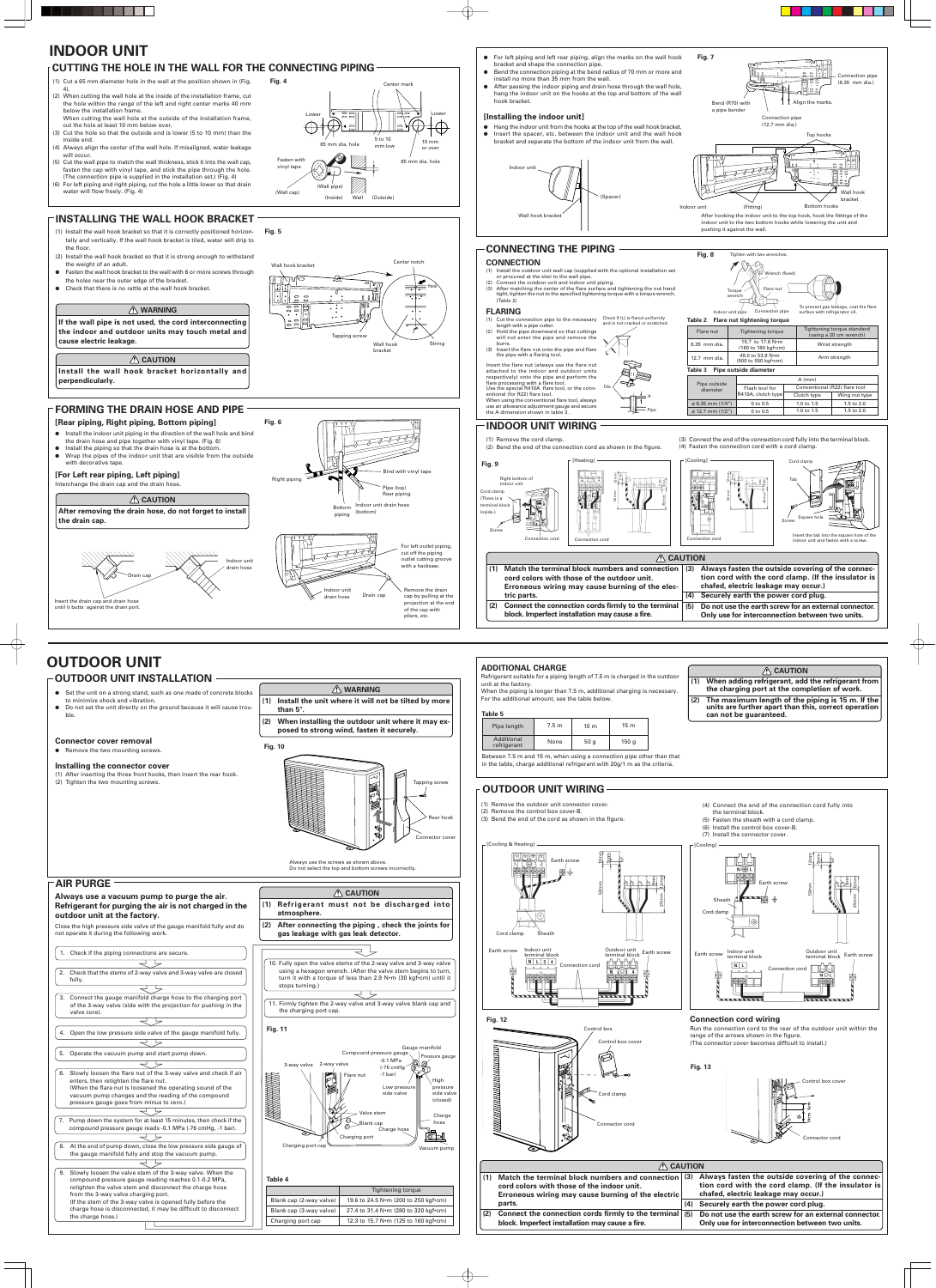# INDOOR UNIT

## CUTTING THE HOLE IN THE WALL FOR THE CONNECTING PIPING

(1) Cut a 65 mm diameter hole in the wall at the position shown in (Fig. 4).
(2) When cutting the wall hole at the inside of the installation frame, cut the hole within the range of the left and right center marks 40 mm below the installation frame.
When cutting the wall hole at the outside of the installation frame, cut the hole at least 10 mm below over.
(3) Cut the hole so that the outside end is lower (5 to 10 mm) than the inside end.
(4) Always align the center of the wall hole. If misaligned, water leakage will occur.
(5) Cut the wall pipe to match the wall thickness, stick it into the wall cap, fasten the cap with vinyl tape, and stick the pipe through the hole. (The connection pipe is supplied in the installation set.) (Fig. 4)
(6) For left piping and right piping, cut the hole a little lower so that drain water will flow freely. (Fig. 4)

Fig. 4
Center mark
Lower
Lower
65 mm dia. hole
5 to 10 mm low
10 mm or over
65 mm dia. hole
Fasten with vinyl tape
(Wall pipe)
(Wall cap)
(Inside) Wall (Outside)

## INSTALLING THE WALL HOOK BRACKET

(1) Install the wall hook bracket so that it is correctly positioned horizontally and vertically. If the wall hook bracket is tilted, water will drip to the floor.
(2) Install the wall hook bracket so that it is strong enough to withstand the weight of an adult.
- Fasten the wall hook bracket to the wall with 6 or more screws through the holes near the outer edge of the bracket.
- Check that there is no rattle at the wall hook bracket.

**⚠ WARNING**

**If the wall pipe is not used, the cord interconnecting the indoor and outdoor units may touch metal and cause electric leakage.**

**⚠ CAUTION**

**Install the wall hook bracket horizontally and perpendicularly.**

Fig. 5
Wall hook bracket
Center notch
Tapping screw
Wall hook bracket
Nail
String

## FORMING THE DRAIN HOSE AND PIPE

### [Rear piping, Right piping, Bottom piping]

- Install the indoor unit piping in the direction of the wall hole and bind the drain hose and pipe together with vinyl tape. (Fig. 6)
- Install the piping so that the drain hose is at the bottom.
- Wrap the pipes of the indoor unit that are visible from the outside with decorative tape.

### [For Left rear piping, Left piping]

Interchange the drain cap and the drain hose.

**⚠ CAUTION**

**After removing the drain hose, do not forget to install the drain cap.**

Fig. 6
Right piping
Bind with vinyl tape
Pipe (top) Rear piping
Bottom piping
Indoor unit drain hose (bottom)
For left outlet piping, cut off the piping outlet cutting groove with a hacksaw.
Indoor unit drain hose
Drain cap
Remove the drain cap by pulling at the projection at the end of the cap with pliers, etc.
Drain cap
Indoor unit drain hose
Insert the drain cap and drain hose until it butts against the drain port.

- For left piping and left rear piping, align the marks on the wall hook bracket and shape the connection pipe.
- Bend the connection piping at the bend radius of 70 mm or more and install no more than 35 mm from the wall.
- After passing the indoor piping and drain hose through the wall hole, hang the indoor unit on the hooks at the top and bottom of the wall hook bracket.

Fig. 7
Connection pipe (6.35 mm dia.)
Align the marks.
Bend (R70) with a pipe bender
Connection pipe (12.7 mm dia.)

### [Installing the indoor unit]

- Hang the indoor unit from the hooks at the top of the wall hook bracket.
- Insert the spacer, etc. between the indoor unit and the wall hook bracket and separate the bottom of the indoor unit from the wall.

Indoor unit
(Spacer)
Wall hook bracket
Top hooks
Wall hook bracket
Indoor unit
(Fitting)
Bottom hooks

After hooking the indoor unit to the top hook, hook the fittings of the indoor unit to the two bottom hooks while lowering the unit and pushing it against the wall.

## CONNECTING THE PIPING

### CONNECTION

(1) Install the outdoor unit wall cap (supplied with the optional installation set or procured at the site) to the wall pipe.
(2) Connect the outdoor unit and indoor unit piping.
(3) After matching the center of the flare surface and tightening the nut hand tight, tighten the nut to the specified tightening torque with a torque wrench. (Table 2)

### FLARING

(1) Cut the connection pipe to the necessary length with a pipe cutter.
(2) Hold the pipe downward so that cuttings will not enter the pipe and remove the burrs.
(3) Insert the flare nut onto the pipe and flare the pipe with a flaring tool.

Check if [L] is flared uniformly and is not cracked or scratched.

Insert the flare nut (always use the flare nut attached to the indoor and outdoor units respectively) onto the pipe and perform the flare processing with a flare tool.
Use the special R410A flare tool, or the conventional (for R22) flare tool.
When using the conventional flare tool, always use an allowance adjustment gauge and secure the A dimension shown in table 3.

Die
A
Pipe

Fig. 8
Tighten with two wrenches.
Wrench (fixed)
Torque wrench
Flare nut
Indoor unit pipe
Connection pipe
To prevent gas leakage, coat the flare surface with refrigerator oil.

Table 2 Flare nut tightening torque

| Flare nut | Tightening torque | Tightening torque standard (using a 20 cm wrench) |
|---|---|---|
| 6.35 mm dia. | 15.7 to 17.6 N•m (160 to 180 kgf•cm) | Wrist strength |
| 12.7 mm dia. | 49.0 to 53.9 N•m (500 to 550 kgf•cm) | Arm strength |

Table 3 Pipe outside diameter

| Pipe outside diameter | A (mm) | | |
|---|---|---|---|
| | Flash tool for R410A, clutch type | Conventional (R22) flare tool | |
| | | Clutch type | Wing nut type |
| ⌀ 6.35 mm (1/4") | 0 to 0.5 | 1.0 to 1.5 | 1.5 to 2.0 |
| ⌀ 12.7 mm (1/2") | 0 to 0.5 | 1.0 to 1.5 | 1.5 to 2.0 |

## INDOOR UNIT WIRING

(1) Remove the cord clamp.
(2) Bend the end of the connection cord as shown in the figure.
(3) Connect the end of the connection cord fully into the terminal block.
(4) Fasten the connection cord with a cord clamp.

Fig. 9
[Heating]
[Cooling]
Right bottom of indoor unit
Cord clamp
(There is a terminal block inside.)
Screw
Connection cord
Connection cord
Connection cord
Cord clamp
Tab
Screw
Square hole
Insert the tab into the square hole of the indoor unit and fasten with a screw.

**⚠ CAUTION**

**(1) Match the terminal block numbers and connection cord colors with those of the outdoor unit. Erroneous wiring may cause burning of the electric parts.**
**(2) Connect the connection cords firmly to the terminal block. Imperfect installation may cause a fire.**
**(3) Always fasten the outside covering of the connection cord with the cord clamp. (If the insulator is chafed, electric leakage may occur.)**
**(4) Securely earth the power cord plug.**
**(5) Do not use the earth screw for an external connector. Only use for interconnection between two units.**

# OUTDOOR UNIT

## OUTDOOR UNIT INSTALLATION

- Set the unit on a strong stand, such as one made of concrete blocks to minimize shock and vibration.
- Do not set the unit directly on the ground because it will cause trouble.

**⚠ WARNING**

**(1) Install the unit where it will not be tilted by more than 5°.**
**(2) When installing the outdoor unit where it may exposed to strong wind, fasten it securely.**

### Connector cover removal

- Remove the two mounting screws.

### Installing the connector cover

(1) After inserting the three front hooks, then insert the rear hook.
(2) Tighten the two mounting screws.

Fig. 10
Tapping screw
Rear hook
Connector cover

Always use the screws as shown above.
Do not select the top and bottom screws incorrectly.

## AIR PURGE

**Always use a vacuum pump to purge the air.**
**Refrigerant for purging the air is not charged in the outdoor unit at the factory.**

Close the high pressure side valve of the gauge manifold fully and do not operate it during the following work.

**⚠ CAUTION**

**(1) Refrigerant must not be discharged into atmosphere.**
**(2) After connecting the piping, check the joints for gas leakage with gas leak detector.**

1. Check if the piping connections are secure.
2. Check that the stems of 2-way valve and 3-way valve are closed fully.
3. Connect the gauge manifold charge hose to the charging port of the 3-way valve (side with the projection for pushing in the valve core).
4. Open the low pressure side valve of the gauge manifold fully.
5. Operate the vacuum pump and start pump down.
6. Slowly loosen the flare nut of the 3-way valve and check if air enters, then retighten the flare nut. (When the flare nut is loosened the operating sound of the vacuum pump changes and the reading of the compound pressure gauge goes from minus to zero.)
7. Pump down the system for at least 15 minutes, then check if the compound pressure gauge reads -0.1 MPa (-76 cmHg, -1 bar).
8. At the end of pump down, close the low pressure side gauge of the gauge manifold fully and stop the vacuum pump.
9. Slowly loosen the valve stem of the 3-way valve. When the compound pressure gauge reading reaches 0.1-0.2 MPa, retighten the valve stem and disconnect the charge hose from the 3-way valve charging port. (If the stem of the 3-way valve is opened fully before the charge hose is disconnected, it may be difficult to disconnect the charge hose.)
10. Fully open the valve stems of the 2-way valve and 3-way valve using a hexagon wrench. (After the valve stem begins to turn, turn it with a torque of less than 2.9 N•m (30 kgf•cm) until it stops turning.)
11. Firmly tighten the 2-way valve and 3-way valve blank cap and the charging port cap.

Fig. 11
Gauge manifold
Compound pressure gauge
Pressure gauge
-0.1 MPa (-76 cmHg -1 bar)
3-way valve
2-way valve
Flare nut
Low pressure side valve
High pressure side valve (closed)
Valve stem
Blank cap
Charge hose
Charge hose
Charging port
Charging port cap
Vacuum pump

Table 4

| | Tightening torque |
|---|---|
| Blank cap (2-way valve) | 19.6 to 24.5 N•m (200 to 250 kgf•cm) |
| Blank cap (3-way valve) | 27.4 to 31.4 N•m (280 to 320 kgf•cm) |
| Charging port cap | 12.3 to 15.7 N•m (125 to 160 kgf•cm) |

## ADDITIONAL CHARGE

Refrigerant suitable for a piping length of 7.5 m is charged in the outdoor unit at the factory.
When the piping is longer than 7.5 m, additional charging is necessary.
For the additional amount, see the table below.

Table 5

| Pipe length | 7.5 m | 10 m | 15 m |
|---|---|---|---|
| Additional refrigerant | None | 50 g | 150 g |

Between 7.5 m and 15 m, when using a connection pipe other than that in the table, charge additional refrigerant with 20g/1 m as the criteria.

**⚠ CAUTION**

**(1) When adding refrigerant, add the refrigerant from the charging port at the completion of work.**
**(2) The maximum length of the piping is 15 m. If the units are further apart than this, correct operation can not be guaranteed.**

## OUTDOOR UNIT WIRING

(1) Remove the outdoor unit connector cover.
(2) Remove the control box cover-B.
(3) Bend the end of the cord as shown in the figure.
(4) Connect the end of the connection cord fully into the terminal block.
(5) Fasten the sheath with a cord clamp.
(6) Install the control box cover-B.
(7) Install the connector cover.

[Cooling & Heating]
Earth screw
Cord clamp
Sheath
Earth screw
Indoor unit terminal block
Outdoor unit terminal block
Earth screw
Connection cord

[Cooling]
Earth screw
Sheath
Cord clamp
Earth screw
Indoor unit terminal block
Outdoor unit terminal block
Earth screw
Connection cord

Fig. 12
Control box
Control box cover
Cord clamp
Connector cord

### Connection cord wiring

Run the connection cord to the rear of the outdoor unit within the range of the arrows shown in the figure.
(The connector cover becomes difficult to install.)

Fig. 13
Control box cover
Connector cord

**⚠ CAUTION**

**(1) Match the terminal block numbers and connection cord colors with those of the indoor unit. Erroneous wiring may cause burning of the electric parts.**
**(2) Connect the connection cords firmly to the terminal block. Imperfect installation may cause a fire.**
**(3) Always fasten the outside covering of the connection cord with the cord clamp. (If the insulator is chafed, electric leakage may occur.)**
**(4) Securely earth the power cord plug.**
**(5) Do not use the earth screw for an external connector. Only use for interconnection between two units.**